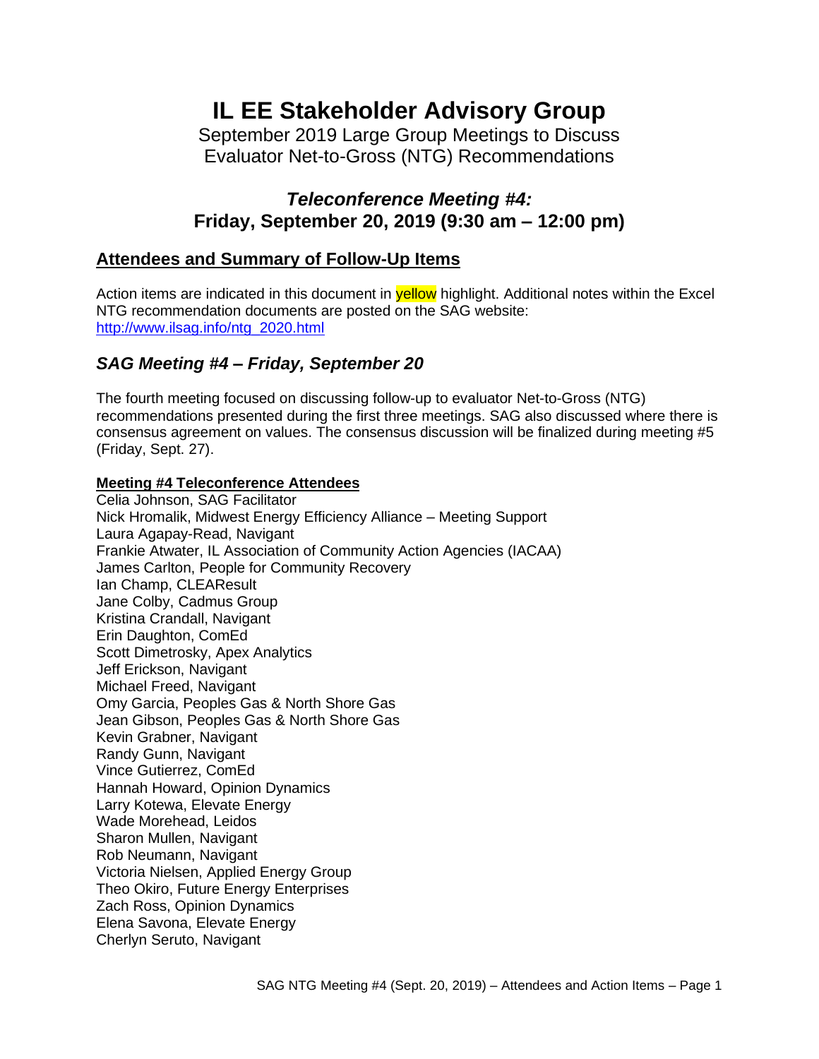# IL EE Stakeholder Advisory Group

September 2019 Large Group Meetings to Discuss
Evaluator Net-to-Gross (NTG) Recommendations

## *Teleconference Meeting #4:*
## Friday, September 20, 2019 (9:30 am – 12:00 pm)

## Attendees and Summary of Follow-Up Items

Action items are indicated in this document in yellow highlight. Additional notes within the Excel NTG recommendation documents are posted on the SAG website: http://www.ilsag.info/ntg_2020.html

## *SAG Meeting #4 – Friday, September 20*

The fourth meeting focused on discussing follow-up to evaluator Net-to-Gross (NTG) recommendations presented during the first three meetings. SAG also discussed where there is consensus agreement on values. The consensus discussion will be finalized during meeting #5 (Friday, Sept. 27).

**Meeting #4 Teleconference Attendees**

Celia Johnson, SAG Facilitator
Nick Hromalik, Midwest Energy Efficiency Alliance – Meeting Support
Laura Agapay-Read, Navigant
Frankie Atwater, IL Association of Community Action Agencies (IACAA)
James Carlton, People for Community Recovery
Ian Champ, CLEAResult
Jane Colby, Cadmus Group
Kristina Crandall, Navigant
Erin Daughton, ComEd
Scott Dimetrosky, Apex Analytics
Jeff Erickson, Navigant
Michael Freed, Navigant
Omy Garcia, Peoples Gas & North Shore Gas
Jean Gibson, Peoples Gas & North Shore Gas
Kevin Grabner, Navigant
Randy Gunn, Navigant
Vince Gutierrez, ComEd
Hannah Howard, Opinion Dynamics
Larry Kotewa, Elevate Energy
Wade Morehead, Leidos
Sharon Mullen, Navigant
Rob Neumann, Navigant
Victoria Nielsen, Applied Energy Group
Theo Okiro, Future Energy Enterprises
Zach Ross, Opinion Dynamics
Elena Savona, Elevate Energy
Cherlyn Seruto, Navigant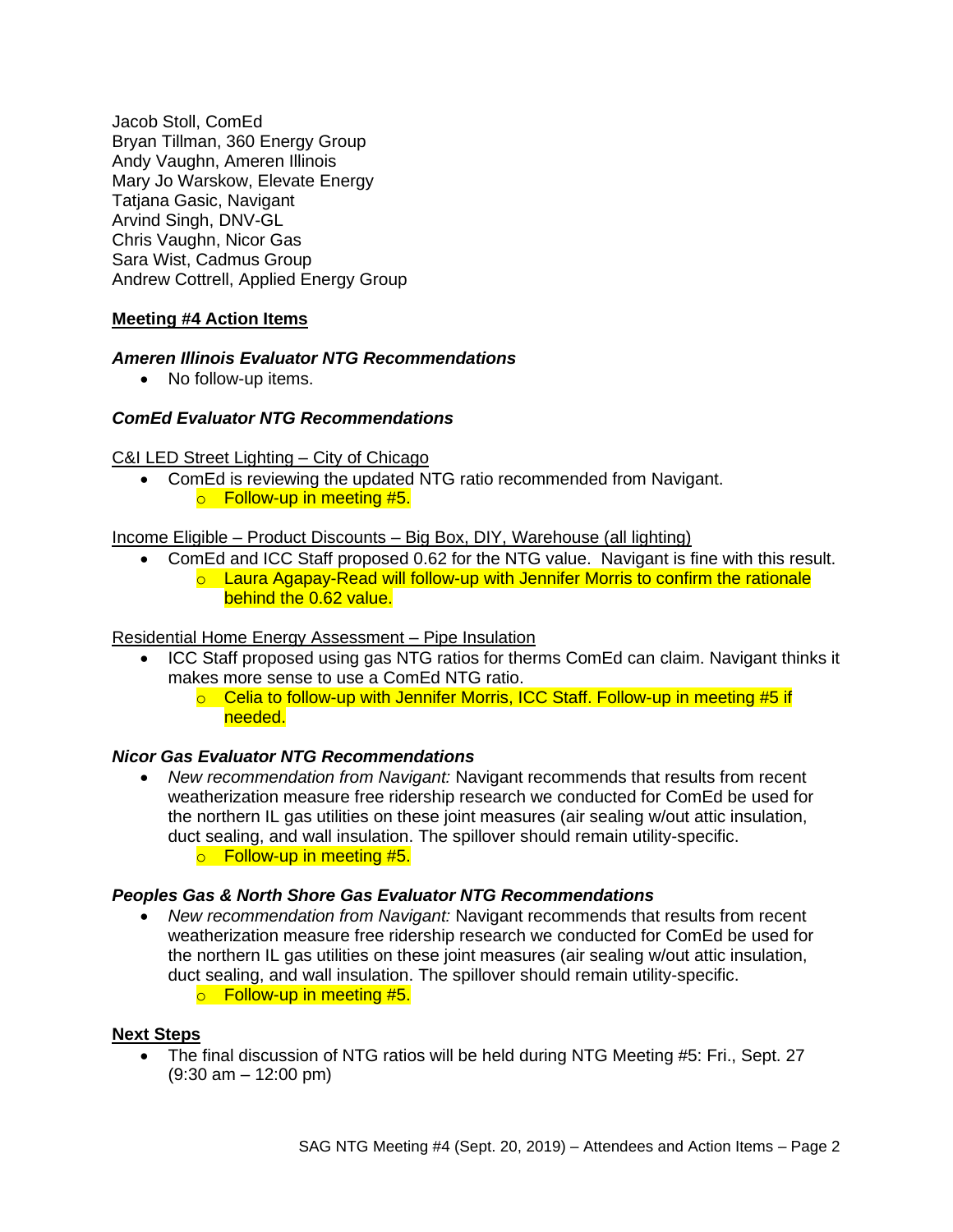Jacob Stoll, ComEd
Bryan Tillman, 360 Energy Group
Andy Vaughn, Ameren Illinois
Mary Jo Warskow, Elevate Energy
Tatjana Gasic, Navigant
Arvind Singh, DNV-GL
Chris Vaughn, Nicor Gas
Sara Wist, Cadmus Group
Andrew Cottrell, Applied Energy Group

## Meeting #4 Action Items

### *Ameren Illinois Evaluator NTG Recommendations*

- No follow-up items.

### *ComEd Evaluator NTG Recommendations*

C&I LED Street Lighting – City of Chicago

- ComEd is reviewing the updated NTG ratio recommended from Navigant.
  - Follow-up in meeting #5.

Income Eligible – Product Discounts – Big Box, DIY, Warehouse (all lighting)

- ComEd and ICC Staff proposed 0.62 for the NTG value. Navigant is fine with this result.
  - Laura Agapay-Read will follow-up with Jennifer Morris to confirm the rationale behind the 0.62 value.

Residential Home Energy Assessment – Pipe Insulation

- ICC Staff proposed using gas NTG ratios for therms ComEd can claim. Navigant thinks it makes more sense to use a ComEd NTG ratio.
  - Celia to follow-up with Jennifer Morris, ICC Staff. Follow-up in meeting #5 if needed.

### *Nicor Gas Evaluator NTG Recommendations*

- *New recommendation from Navigant:* Navigant recommends that results from recent weatherization measure free ridership research we conducted for ComEd be used for the northern IL gas utilities on these joint measures (air sealing w/out attic insulation, duct sealing, and wall insulation. The spillover should remain utility-specific.
  - Follow-up in meeting #5.

### *Peoples Gas & North Shore Gas Evaluator NTG Recommendations*

- *New recommendation from Navigant:* Navigant recommends that results from recent weatherization measure free ridership research we conducted for ComEd be used for the northern IL gas utilities on these joint measures (air sealing w/out attic insulation, duct sealing, and wall insulation. The spillover should remain utility-specific.
  - Follow-up in meeting #5.

## Next Steps

- The final discussion of NTG ratios will be held during NTG Meeting #5: Fri., Sept. 27 (9:30 am – 12:00 pm)